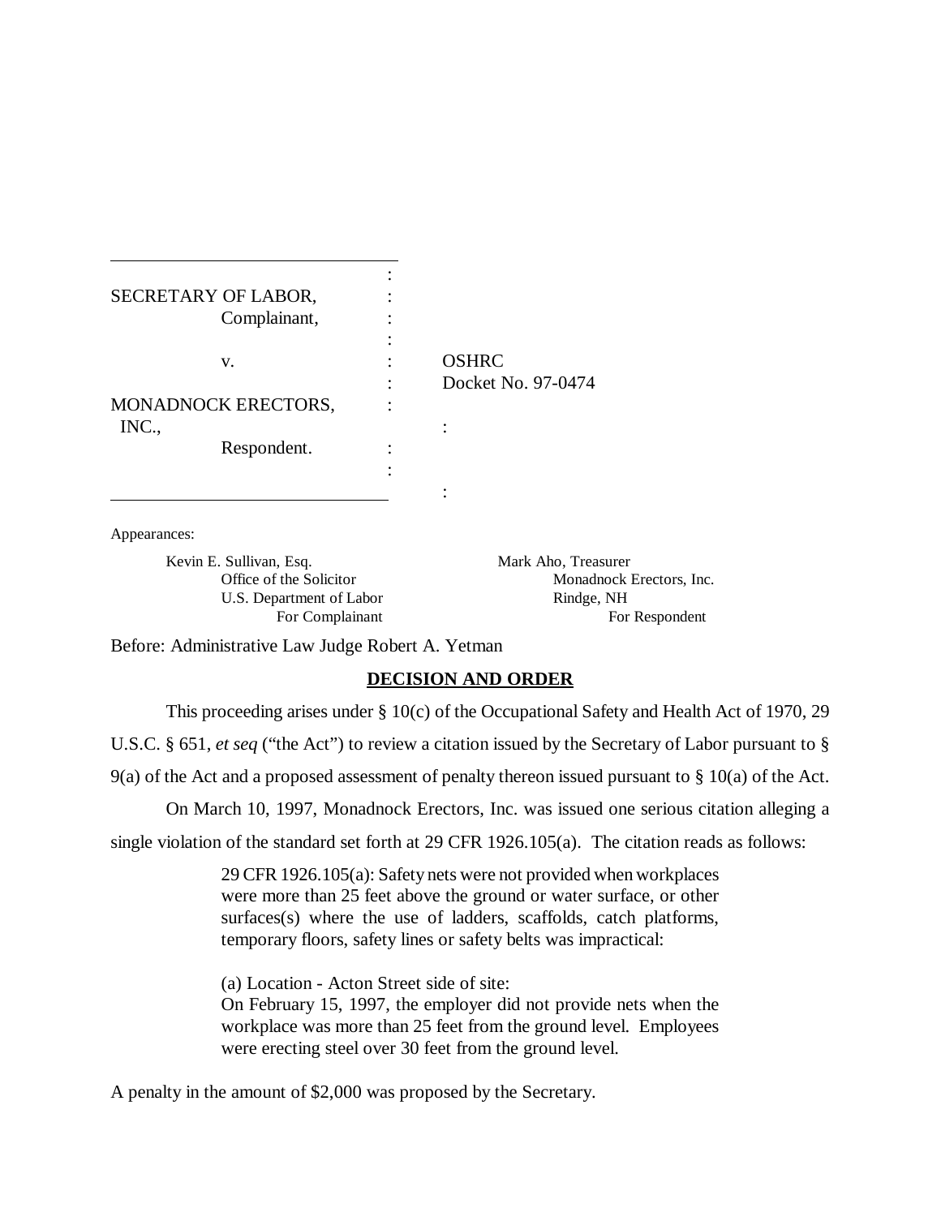SECRETARY OF LABOR,
Complainant,

v.

MONADNOCK ERECTORS, INC.,
Respondent.

OSHRC Docket No. 97-0474

Appearances:

Kevin E. Sullivan, Esq.
Office of the Solicitor
U.S. Department of Labor
For Complainant

Mark Aho, Treasurer
Monadnock Erectors, Inc.
Rindge, NH
For Respondent

Before: Administrative Law Judge Robert A. Yetman

## DECISION AND ORDER

This proceeding arises under § 10(c) of the Occupational Safety and Health Act of 1970, 29 U.S.C. § 651, *et seq* ("the Act") to review a citation issued by the Secretary of Labor pursuant to § 9(a) of the Act and a proposed assessment of penalty thereon issued pursuant to § 10(a) of the Act.

On March 10, 1997, Monadnock Erectors, Inc. was issued one serious citation alleging a single violation of the standard set forth at 29 CFR 1926.105(a). The citation reads as follows:

> 29 CFR 1926.105(a): Safety nets were not provided when workplaces were more than 25 feet above the ground or water surface, or other surfaces(s) where the use of ladders, scaffolds, catch platforms, temporary floors, safety lines or safety belts was impractical:
>
> (a) Location - Acton Street side of site:
> On February 15, 1997, the employer did not provide nets when the workplace was more than 25 feet from the ground level. Employees were erecting steel over 30 feet from the ground level.

A penalty in the amount of $2,000 was proposed by the Secretary.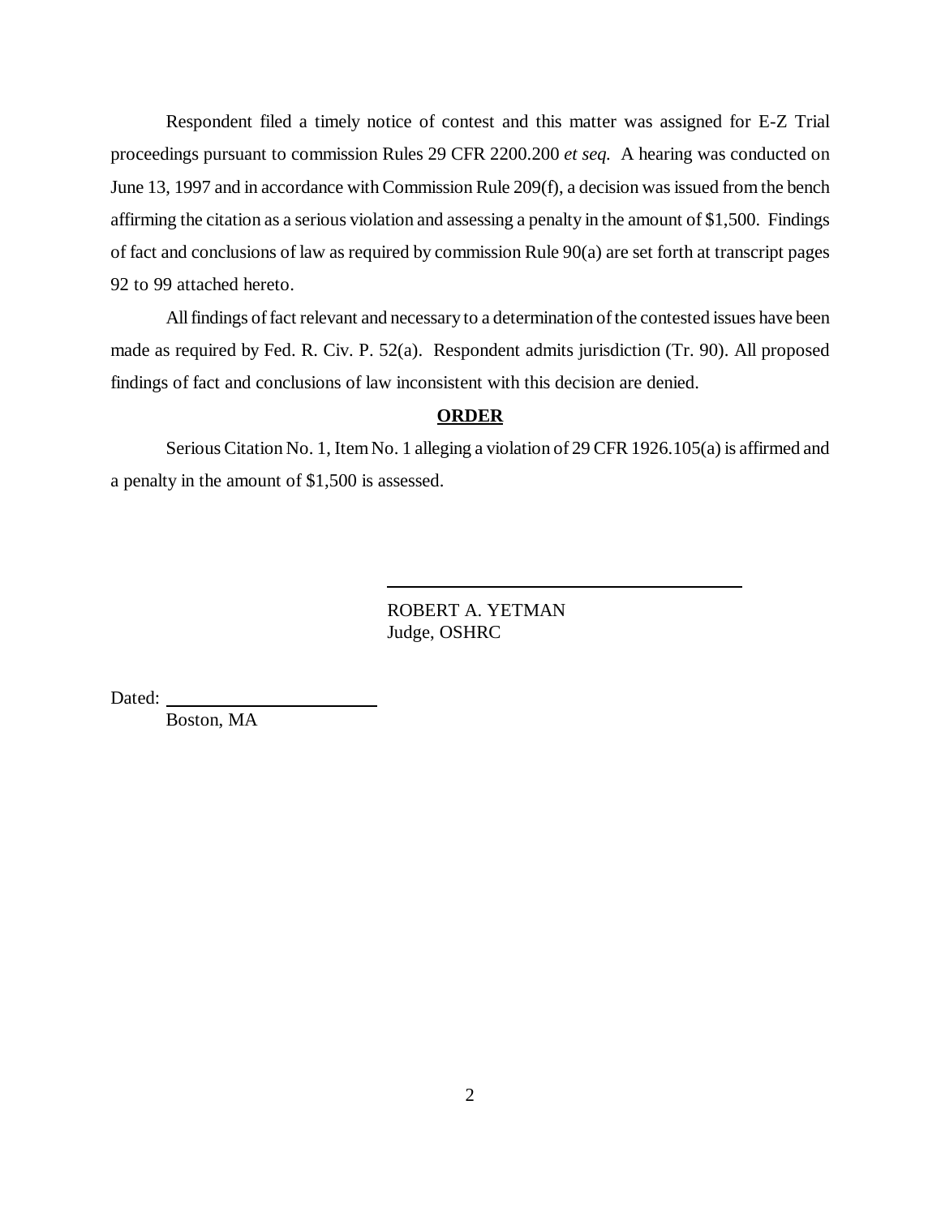Respondent filed a timely notice of contest and this matter was assigned for E-Z Trial proceedings pursuant to commission Rules 29 CFR 2200.200 *et seq.* A hearing was conducted on June 13, 1997 and in accordance with Commission Rule 209(f), a decision was issued from the bench affirming the citation as a serious violation and assessing a penalty in the amount of $1,500. Findings of fact and conclusions of law as required by commission Rule 90(a) are set forth at transcript pages 92 to 99 attached hereto.

All findings of fact relevant and necessary to a determination of the contested issues have been made as required by Fed. R. Civ. P. 52(a). Respondent admits jurisdiction (Tr. 90). All proposed findings of fact and conclusions of law inconsistent with this decision are denied.

**ORDER**

Serious Citation No. 1, Item No. 1 alleging a violation of 29 CFR 1926.105(a) is affirmed and a penalty in the amount of $1,500 is assessed.

ROBERT A. YETMAN
Judge, OSHRC

Dated: 
Boston, MA